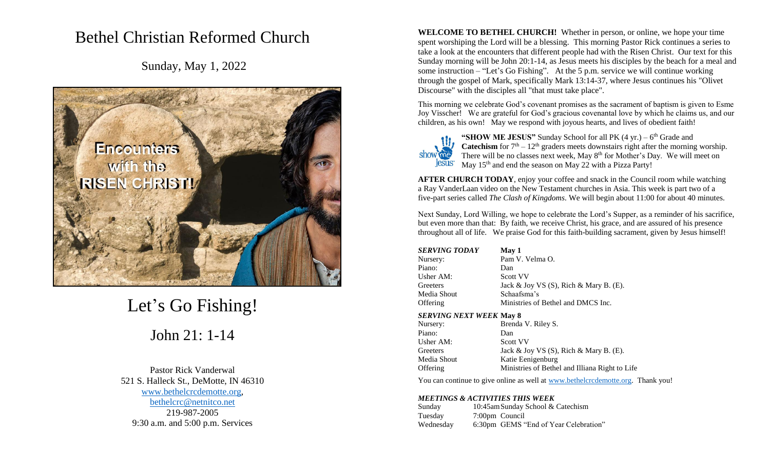# Bethel Christian Reformed Church

Sunday, May 1, 2022

Encounters with the RISEN CHRIST!

# Let's Go Fishing!

## John 21: 1-14

Pastor Rick Vanderwal
521 S. Halleck St., DeMotte, IN 46310
www.bethelcrcdemotte.org,
bethelcrc@netnitco.net
219-987-2005
9:30 a.m. and 5:00 p.m. Services

**WELCOME TO BETHEL CHURCH!** Whether in person, or online, we hope your time spent worshiping the Lord will be a blessing. This morning Pastor Rick continues a series to take a look at the encounters that different people had with the Risen Christ. Our text for this Sunday morning will be John 20:1-14, as Jesus meets his disciples by the beach for a meal and some instruction – "Let's Go Fishing". At the 5 p.m. service we will continue working through the gospel of Mark, specifically Mark 13:14-37, where Jesus continues his "Olivet Discourse" with the disciples all "that must take place".

This morning we celebrate God's covenant promises as the sacrament of baptism is given to Esme Joy Visscher! We are grateful for God's gracious covenantal love by which he claims us, and our children, as his own! May we respond with joyous hearts, and lives of obedient faith!

**"SHOW ME JESUS"** Sunday School for all PK (4 yr.) – 6th Grade and **Catechism** for 7th – 12th graders meets downstairs right after the morning worship. There will be no classes next week, May 8th for Mother's Day. We will meet on May 15th and end the season on May 22 with a Pizza Party!

**AFTER CHURCH TODAY**, enjoy your coffee and snack in the Council room while watching a Ray VanderLaan video on the New Testament churches in Asia. This week is part two of a five-part series called *The Clash of Kingdoms*. We will begin about 11:00 for about 40 minutes.

Next Sunday, Lord Willing, we hope to celebrate the Lord's Supper, as a reminder of his sacrifice, but even more than that: By faith, we receive Christ, his grace, and are assured of his presence throughout all of life. We praise God for this faith-building sacrament, given by Jesus himself!

| ***SERVING TODAY*** | **May 1** |
|---|---|
| Nursery: | Pam V. Velma O. |
| Piano: | Dan |
| Usher AM: | Scott VV |
| Greeters | Jack & Joy VS (S), Rich & Mary B. (E). |
| Media Shout | Schaafsma's |
| Offering | Ministries of Bethel and DMCS Inc. |

| ***SERVING NEXT WEEK*** | **May 8** |
|---|---|
| Nursery: | Brenda V. Riley S. |
| Piano: | Dan |
| Usher AM: | Scott VV |
| Greeters | Jack & Joy VS (S), Rich & Mary B. (E). |
| Media Shout | Katie Eenigenburg |
| Offering | Ministries of Bethel and Illiana Right to Life |

You can continue to give online as well at www.bethelcrcdemotte.org. Thank you!

***MEETINGS & ACTIVITIES THIS WEEK***

| | | |
|---|---|---|
| Sunday | 10:45am | Sunday School & Catechism |
| Tuesday | 7:00pm | Council |
| Wednesday | 6:30pm | GEMS "End of Year Celebration" |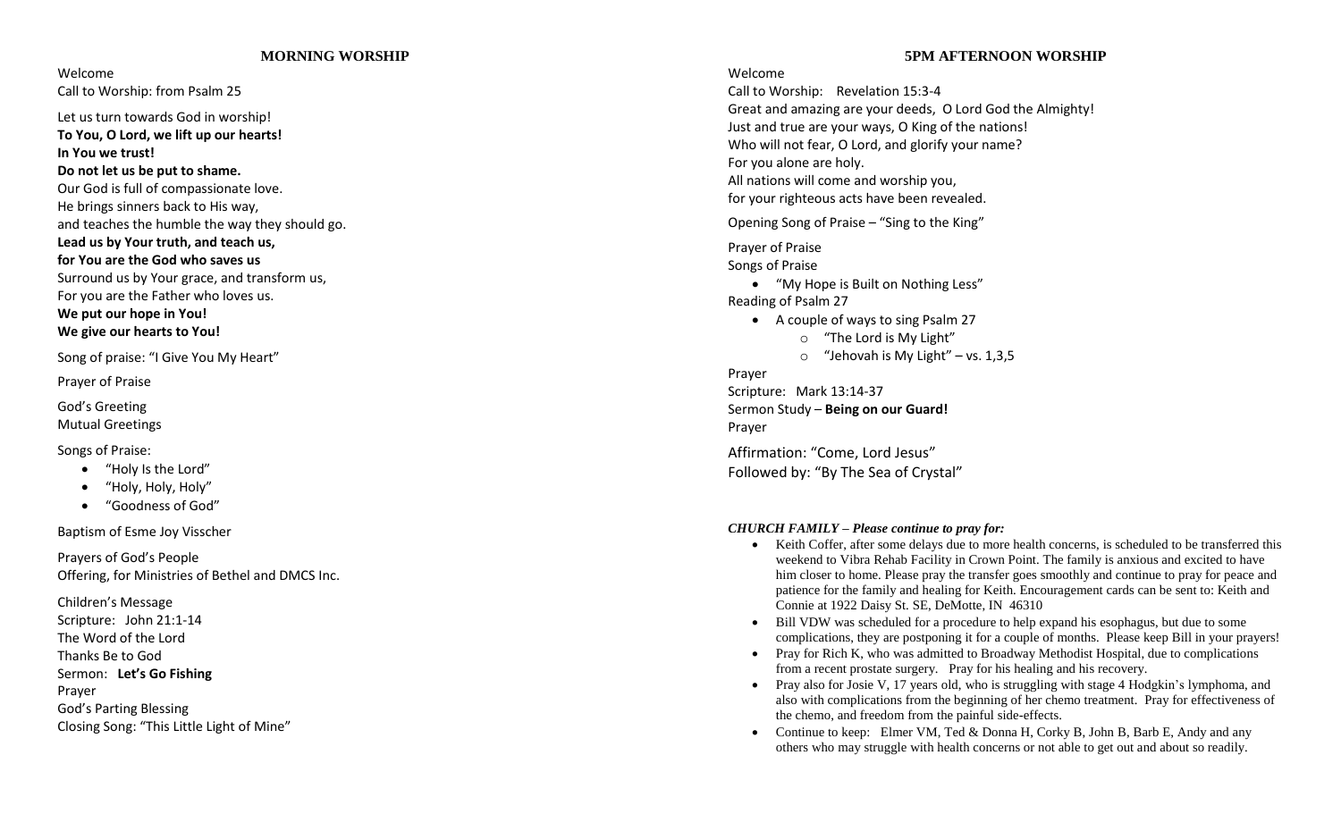## MORNING WORSHIP

Welcome
Call to Worship: from Psalm 25

Let us turn towards God in worship!
**To You, O Lord, we lift up our hearts!**
**In You we trust!**
**Do not let us be put to shame.**
Our God is full of compassionate love.
He brings sinners back to His way,
and teaches the humble the way they should go.
**Lead us by Your truth, and teach us,**
**for You are the God who saves us**
Surround us by Your grace, and transform us,
For you are the Father who loves us.
**We put our hope in You!**
**We give our hearts to You!**

Song of praise: "I Give You My Heart"

Prayer of Praise

God's Greeting
Mutual Greetings

Songs of Praise:

- "Holy Is the Lord"
- "Holy, Holy, Holy"
- "Goodness of God"

Baptism of Esme Joy Visscher

Prayers of God's People
Offering, for Ministries of Bethel and DMCS Inc.

Children's Message
Scripture: John 21:1-14
The Word of the Lord
Thanks Be to God
Sermon: **Let's Go Fishing**
Prayer
God's Parting Blessing
Closing Song: "This Little Light of Mine"

## 5PM AFTERNOON WORSHIP

Welcome
Call to Worship: Revelation 15:3-4
Great and amazing are your deeds, O Lord God the Almighty!
Just and true are your ways, O King of the nations!
Who will not fear, O Lord, and glorify your name?
For you alone are holy.
All nations will come and worship you,
for your righteous acts have been revealed.

Opening Song of Praise – "Sing to the King"

Prayer of Praise
Songs of Praise

- "My Hope is Built on Nothing Less"

Reading of Psalm 27

- A couple of ways to sing Psalm 27
  - "The Lord is My Light"
  - "Jehovah is My Light" – vs. 1,3,5

Prayer
Scripture: Mark 13:14-37
Sermon Study – **Being on our Guard!**
Prayer

Affirmation: "Come, Lord Jesus"
Followed by: "By The Sea of Crystal"

***CHURCH FAMILY – Please continue to pray for:***

- Keith Coffer, after some delays due to more health concerns, is scheduled to be transferred this weekend to Vibra Rehab Facility in Crown Point. The family is anxious and excited to have him closer to home. Please pray the transfer goes smoothly and continue to pray for peace and patience for the family and healing for Keith. Encouragement cards can be sent to: Keith and Connie at 1922 Daisy St. SE, DeMotte, IN 46310
- Bill VDW was scheduled for a procedure to help expand his esophagus, but due to some complications, they are postponing it for a couple of months. Please keep Bill in your prayers!
- Pray for Rich K, who was admitted to Broadway Methodist Hospital, due to complications from a recent prostate surgery. Pray for his healing and his recovery.
- Pray also for Josie V, 17 years old, who is struggling with stage 4 Hodgkin's lymphoma, and also with complications from the beginning of her chemo treatment. Pray for effectiveness of the chemo, and freedom from the painful side-effects.
- Continue to keep: Elmer VM, Ted & Donna H, Corky B, John B, Barb E, Andy and any others who may struggle with health concerns or not able to get out and about so readily.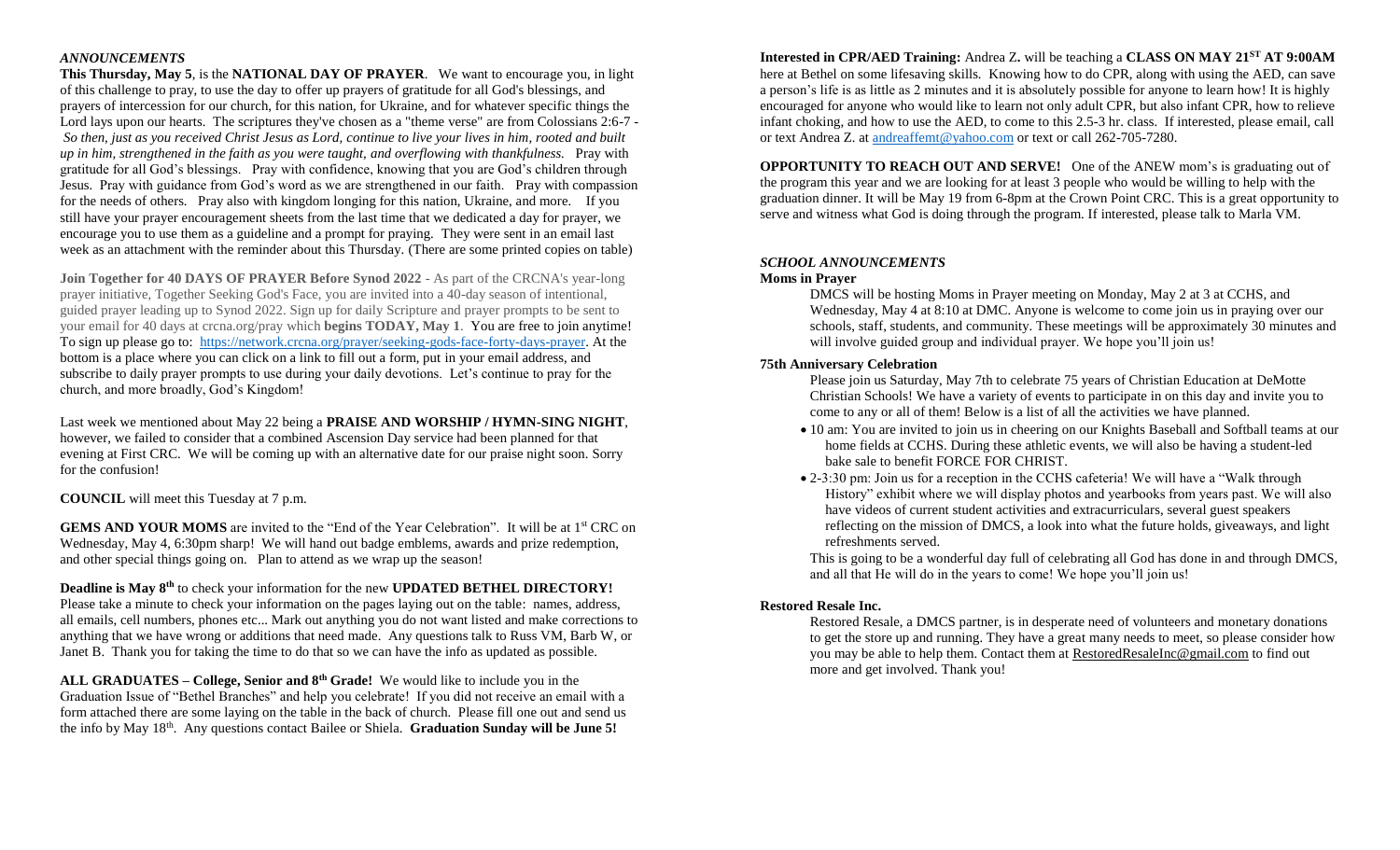## *ANNOUNCEMENTS*

**This Thursday, May 5**, is the **NATIONAL DAY OF PRAYER**. We want to encourage you, in light of this challenge to pray, to use the day to offer up prayers of gratitude for all God's blessings, and prayers of intercession for our church, for this nation, for Ukraine, and for whatever specific things the Lord lays upon our hearts. The scriptures they've chosen as a "theme verse" are from Colossians 2:6-7 - *So then, just as you received Christ Jesus as Lord, continue to live your lives in him, rooted and built up in him, strengthened in the faith as you were taught, and overflowing with thankfulness.* Pray with gratitude for all God's blessings. Pray with confidence, knowing that you are God's children through Jesus. Pray with guidance from God's word as we are strengthened in our faith. Pray with compassion for the needs of others. Pray also with kingdom longing for this nation, Ukraine, and more. If you still have your prayer encouragement sheets from the last time that we dedicated a day for prayer, we encourage you to use them as a guideline and a prompt for praying. They were sent in an email last week as an attachment with the reminder about this Thursday. (There are some printed copies on table)

**Join Together for 40 DAYS OF PRAYER Before Synod 2022** - As part of the CRCNA's year-long prayer initiative, Together Seeking God's Face, you are invited into a 40-day season of intentional, guided prayer leading up to Synod 2022. Sign up for daily Scripture and prayer prompts to be sent to your email for 40 days at crcna.org/pray which **begins TODAY, May 1**. You are free to join anytime! To sign up please go to: https://network.crcna.org/prayer/seeking-gods-face-forty-days-prayer. At the bottom is a place where you can click on a link to fill out a form, put in your email address, and subscribe to daily prayer prompts to use during your daily devotions. Let's continue to pray for the church, and more broadly, God's Kingdom!

Last week we mentioned about May 22 being a **PRAISE AND WORSHIP / HYMN-SING NIGHT**, however, we failed to consider that a combined Ascension Day service had been planned for that evening at First CRC. We will be coming up with an alternative date for our praise night soon. Sorry for the confusion!

**COUNCIL** will meet this Tuesday at 7 p.m.

**GEMS AND YOUR MOMS** are invited to the "End of the Year Celebration". It will be at 1st CRC on Wednesday, May 4, 6:30pm sharp! We will hand out badge emblems, awards and prize redemption, and other special things going on. Plan to attend as we wrap up the season!

**Deadline is May 8th** to check your information for the new **UPDATED BETHEL DIRECTORY!** Please take a minute to check your information on the pages laying out on the table: names, address, all emails, cell numbers, phones etc... Mark out anything you do not want listed and make corrections to anything that we have wrong or additions that need made. Any questions talk to Russ VM, Barb W, or Janet B. Thank you for taking the time to do that so we can have the info as updated as possible.

**ALL GRADUATES – College, Senior and 8th Grade!** We would like to include you in the Graduation Issue of "Bethel Branches" and help you celebrate! If you did not receive an email with a form attached there are some laying on the table in the back of church. Please fill one out and send us the info by May 18th. Any questions contact Bailee or Shiela. **Graduation Sunday will be June 5!**

**Interested in CPR/AED Training:** Andrea Z**.** will be teaching a **CLASS ON MAY 21ST AT 9:00AM** here at Bethel on some lifesaving skills. Knowing how to do CPR, along with using the AED, can save a person's life is as little as 2 minutes and it is absolutely possible for anyone to learn how! It is highly encouraged for anyone who would like to learn not only adult CPR, but also infant CPR, how to relieve infant choking, and how to use the AED, to come to this 2.5-3 hr. class. If interested, please email, call or text Andrea Z. at andreaffemt@yahoo.com or text or call 262-705-7280.

**OPPORTUNITY TO REACH OUT AND SERVE!** One of the ANEW mom's is graduating out of the program this year and we are looking for at least 3 people who would be willing to help with the graduation dinner. It will be May 19 from 6-8pm at the Crown Point CRC. This is a great opportunity to serve and witness what God is doing through the program. If interested, please talk to Marla VM.

## *SCHOOL ANNOUNCEMENTS*

**Moms in Prayer**

DMCS will be hosting Moms in Prayer meeting on Monday, May 2 at 3 at CCHS, and Wednesday, May 4 at 8:10 at DMC. Anyone is welcome to come join us in praying over our schools, staff, students, and community. These meetings will be approximately 30 minutes and will involve guided group and individual prayer. We hope you'll join us!

**75th Anniversary Celebration**

Please join us Saturday, May 7th to celebrate 75 years of Christian Education at DeMotte Christian Schools! We have a variety of events to participate in on this day and invite you to come to any or all of them! Below is a list of all the activities we have planned.

- 10 am: You are invited to join us in cheering on our Knights Baseball and Softball teams at our home fields at CCHS. During these athletic events, we will also be having a student-led bake sale to benefit FORCE FOR CHRIST.
- 2-3:30 pm: Join us for a reception in the CCHS cafeteria! We will have a "Walk through History" exhibit where we will display photos and yearbooks from years past. We will also have videos of current student activities and extracurriculars, several guest speakers reflecting on the mission of DMCS, a look into what the future holds, giveaways, and light refreshments served.

This is going to be a wonderful day full of celebrating all God has done in and through DMCS, and all that He will do in the years to come! We hope you'll join us!

**Restored Resale Inc.**

Restored Resale, a DMCS partner, is in desperate need of volunteers and monetary donations to get the store up and running. They have a great many needs to meet, so please consider how you may be able to help them. Contact them at RestoredResaleInc@gmail.com to find out more and get involved. Thank you!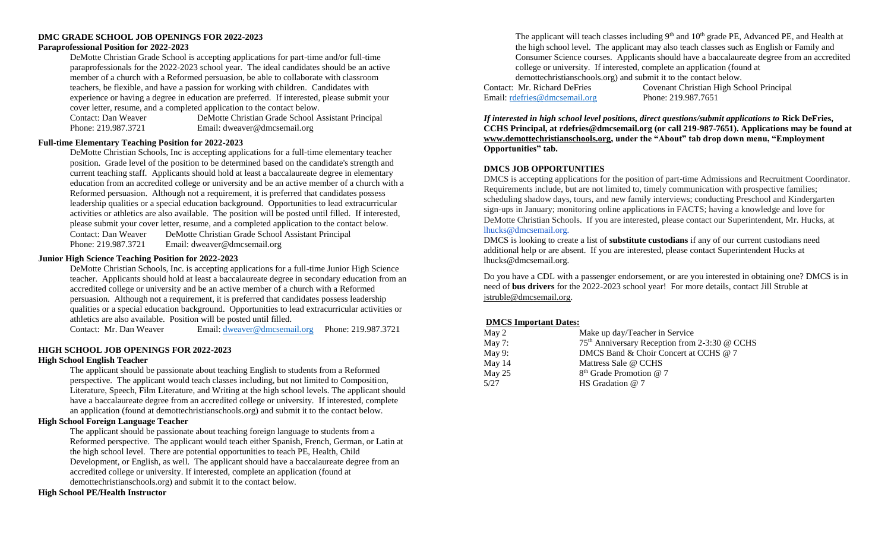## DMC GRADE SCHOOL JOB OPENINGS FOR 2022-2023

### Paraprofessional Position for 2022-2023

DeMotte Christian Grade School is accepting applications for part-time and/or full-time paraprofessionals for the 2022-2023 school year. The ideal candidates should be an active member of a church with a Reformed persuasion, be able to collaborate with classroom teachers, be flexible, and have a passion for working with children. Candidates with experience or having a degree in education are preferred. If interested, please submit your cover letter, resume, and a completed application to the contact below.

Contact: Dan Weaver — DeMotte Christian Grade School Assistant Principal
Phone: 219.987.3721 — Email: dweaver@dmcsemail.org

### Full-time Elementary Teaching Position for 2022-2023

DeMotte Christian Schools, Inc is accepting applications for a full-time elementary teacher position. Grade level of the position to be determined based on the candidate's strength and current teaching staff. Applicants should hold at least a baccalaureate degree in elementary education from an accredited college or university and be an active member of a church with a Reformed persuasion. Although not a requirement, it is preferred that candidates possess leadership qualities or a special education background. Opportunities to lead extracurricular activities or athletics are also available. The position will be posted until filled. If interested, please submit your cover letter, resume, and a completed application to the contact below.

Contact: Dan Weaver — DeMotte Christian Grade School Assistant Principal
Phone: 219.987.3721 — Email: dweaver@dmcsemail.org

### Junior High Science Teaching Position for 2022-2023

DeMotte Christian Schools, Inc. is accepting applications for a full-time Junior High Science teacher. Applicants should hold at least a baccalaureate degree in secondary education from an accredited college or university and be an active member of a church with a Reformed persuasion. Although not a requirement, it is preferred that candidates possess leadership qualities or a special education background. Opportunities to lead extracurricular activities or athletics are also available. Position will be posted until filled.

Contact: Mr. Dan Weaver — Email: dweaver@dmcsemail.org — Phone: 219.987.3721

## HIGH SCHOOL JOB OPENINGS FOR 2022-2023

### High School English Teacher

The applicant should be passionate about teaching English to students from a Reformed perspective. The applicant would teach classes including, but not limited to Composition, Literature, Speech, Film Literature, and Writing at the high school levels. The applicant should have a baccalaureate degree from an accredited college or university. If interested, complete an application (found at demottechristianschools.org) and submit it to the contact below.

### High School Foreign Language Teacher

The applicant should be passionate about teaching foreign language to students from a Reformed perspective. The applicant would teach either Spanish, French, German, or Latin at the high school level. There are potential opportunities to teach PE, Health, Child Development, or English, as well. The applicant should have a baccalaureate degree from an accredited college or university. If interested, complete an application (found at demottechristianschools.org) and submit it to the contact below.

### High School PE/Health Instructor

The applicant will teach classes including 9th and 10th grade PE, Advanced PE, and Health at the high school level. The applicant may also teach classes such as English or Family and Consumer Science courses. Applicants should have a baccalaureate degree from an accredited college or university. If interested, complete an application (found at demottechristianschools.org) and submit it to the contact below.

Contact: Mr. Richard DeFries — Covenant Christian High School Principal
Email: rdefries@dmcsemail.org — Phone: 219.987.7651

***If interested in high school level positions, direct questions/submit applications to* Rick DeFries, CCHS Principal, at rdefries@dmcsemail.org (or call 219-987-7651). Applications may be found at www.demottechristianschools.org, under the "About" tab drop down menu, "Employment Opportunities" tab.**

## DMCS JOB OPPORTUNITIES

DMCS is accepting applications for the position of part-time Admissions and Recruitment Coordinator. Requirements include, but are not limited to, timely communication with prospective families; scheduling shadow days, tours, and new family interviews; conducting Preschool and Kindergarten sign-ups in January; monitoring online applications in FACTS; having a knowledge and love for DeMotte Christian Schools. If you are interested, please contact our Superintendent, Mr. Hucks, at lhucks@dmcsemail.org.

DMCS is looking to create a list of **substitute custodians** if any of our current custodians need additional help or are absent. If you are interested, please contact Superintendent Hucks at lhucks@dmcsemail.org.

Do you have a CDL with a passenger endorsement, or are you interested in obtaining one? DMCS is in need of **bus drivers** for the 2022-2023 school year! For more details, contact Jill Struble at jstruble@dmcsemail.org.

### DMCS Important Dates:

| | |
|---|---|
| May 2 | Make up day/Teacher in Service |
| May 7: | 75th Anniversary Reception from 2-3:30 @ CCHS |
| May 9: | DMCS Band & Choir Concert at CCHS @ 7 |
| May 14 | Mattress Sale @ CCHS |
| May 25 | 8th Grade Promotion @ 7 |
| 5/27 | HS Gradation @ 7 |